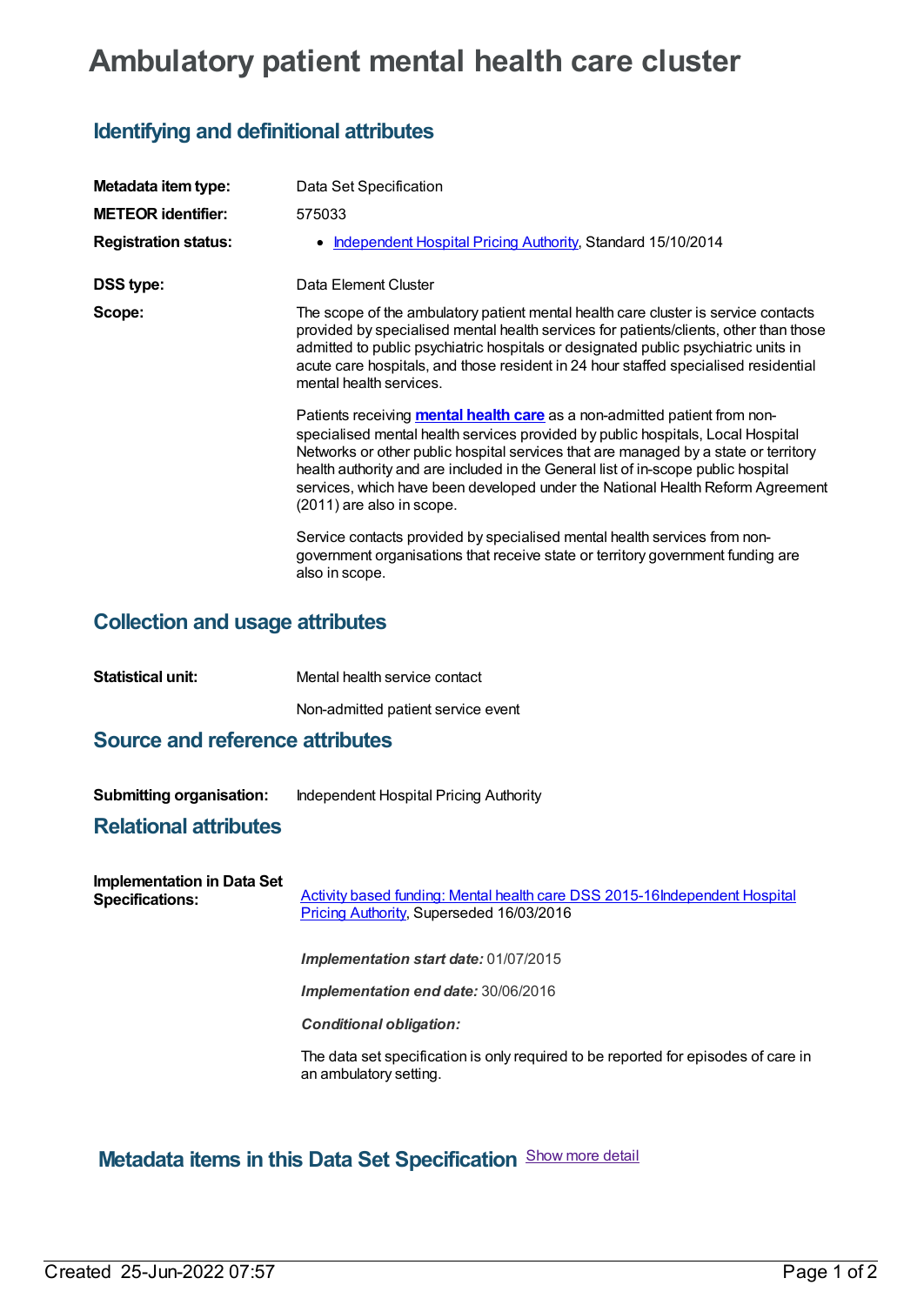# Ambulatory patient mental health care cluster

## Identifying and definitional attributes

| | |
|---|---|
| **Metadata item type:** | Data Set Specification |
| **METEOR identifier:** | 575033 |
| **Registration status:** | • Independent Hospital Pricing Authority, Standard 15/10/2014 |
| **DSS type:** | Data Element Cluster |
| **Scope:** | The scope of the ambulatory patient mental health care cluster is service contacts provided by specialised mental health services for patients/clients, other than those admitted to public psychiatric hospitals or designated public psychiatric units in acute care hospitals, and those resident in 24 hour staffed specialised residential mental health services.<br><br>Patients receiving **mental health care** as a non-admitted patient from non-specialised mental health services provided by public hospitals, Local Hospital Networks or other public hospital services that are managed by a state or territory health authority and are included in the General list of in-scope public hospital services, which have been developed under the National Health Reform Agreement (2011) are also in scope.<br><br>Service contacts provided by specialised mental health services from non-government organisations that receive state or territory government funding are also in scope. |

## Collection and usage attributes

| | |
|---|---|
| **Statistical unit:** | Mental health service contact<br><br>Non-admitted patient service event |

## Source and reference attributes

| | |
|---|---|
| **Submitting organisation:** | Independent Hospital Pricing Authority |

## Relational attributes

| | |
|---|---|
| **Implementation in Data Set Specifications:** | Activity based funding: Mental health care DSS 2015-16Independent Hospital Pricing Authority, Superseded 16/03/2016<br><br>*Implementation start date:* 01/07/2015<br><br>*Implementation end date:* 30/06/2016<br><br>*Conditional obligation:*<br><br>The data set specification is only required to be reported for episodes of care in an ambulatory setting. |

## Metadata items in this Data Set Specification Show more detail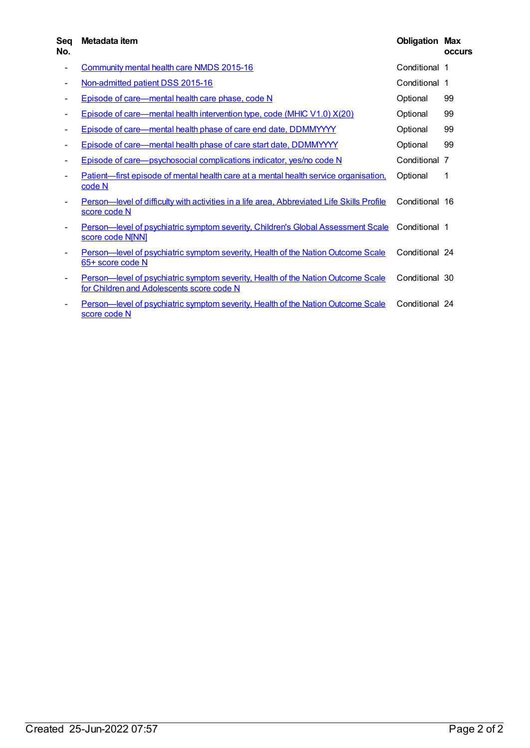| Seq No. | Metadata item | Obligation | Max occurs |
|---|---|---|---|
| - | Community mental health care NMDS 2015-16 | Conditional | 1 |
| - | Non-admitted patient DSS 2015-16 | Conditional | 1 |
| - | Episode of care—mental health care phase, code N | Optional | 99 |
| - | Episode of care—mental health intervention type, code (MHIC V1.0) X(20) | Optional | 99 |
| - | Episode of care—mental health phase of care end date, DDMMYYYY | Optional | 99 |
| - | Episode of care—mental health phase of care start date, DDMMYYYY | Optional | 99 |
| - | Episode of care—psychosocial complications indicator, yes/no code N | Conditional | 7 |
| - | Patient—first episode of mental health care at a mental health service organisation, code N | Optional | 1 |
| - | Person—level of difficulty with activities in a life area, Abbreviated Life Skills Profile score code N | Conditional | 16 |
| - | Person—level of psychiatric symptom severity, Children's Global Assessment Scale score code N[NN] | Conditional | 1 |
| - | Person—level of psychiatric symptom severity, Health of the Nation Outcome Scale 65+ score code N | Conditional | 24 |
| - | Person—level of psychiatric symptom severity, Health of the Nation Outcome Scale for Children and Adolescents score code N | Conditional | 30 |
| - | Person—level of psychiatric symptom severity, Health of the Nation Outcome Scale score code N | Conditional | 24 |

Created 25-Jun-2022 07:57